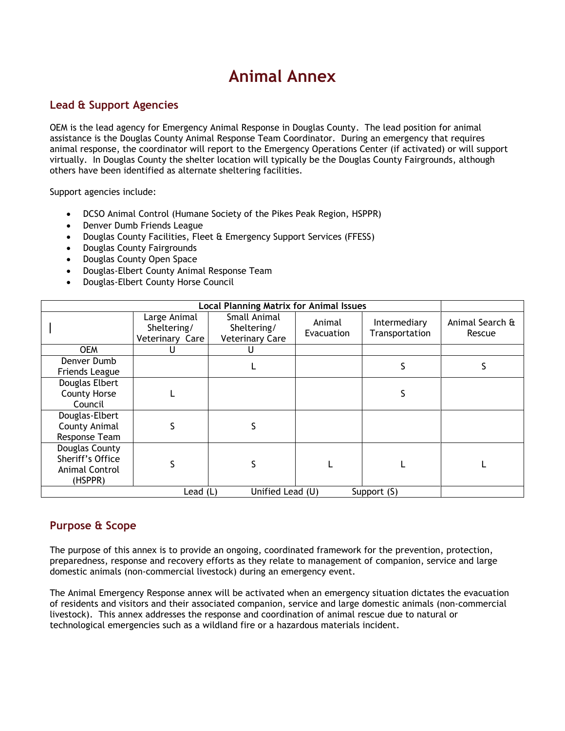# Animal Annex

## Lead & Support Agencies

OEM is the lead agency for Emergency Animal Response in Douglas County. The lead position for animal assistance is the Douglas County Animal Response Team Coordinator. During an emergency that requires animal response, the coordinator will report to the Emergency Operations Center (if activated) or will support virtually. In Douglas County the shelter location will typically be the Douglas County Fairgrounds, although others have been identified as alternate sheltering facilities.

Support agencies include:

- DCSO Animal Control (Humane Society of the Pikes Peak Region, HSPPR)
- Denver Dumb Friends League
- Douglas County Facilities, Fleet & Emergency Support Services (FFESS)
- Douglas County Fairgrounds
- Douglas County Open Space
- Douglas-Elbert County Animal Response Team
- Douglas-Elbert County Horse Council

| Local Planning Matrix for Animal Issues | | | | | |
|---|---|---|---|---|---|
| | Large Animal Sheltering/ Veterinary Care | Small Animal Sheltering/ Veterinary Care | Animal Evacuation | Intermediary Transportation | Animal Search & Rescue |
| OEM | U | U | | | |
| Denver Dumb Friends League | | L | | S | S |
| Douglas Elbert County Horse Council | L | | | S | |
| Douglas-Elbert County Animal Response Team | S | S | | | |
| Douglas County Sheriff's Office Animal Control (HSPPR) | S | S | L | L | L |
| Lead (L) Unified Lead (U) Support (S) | | | | | |

## Purpose & Scope

The purpose of this annex is to provide an ongoing, coordinated framework for the prevention, protection, preparedness, response and recovery efforts as they relate to management of companion, service and large domestic animals (non-commercial livestock) during an emergency event.

The Animal Emergency Response annex will be activated when an emergency situation dictates the evacuation of residents and visitors and their associated companion, service and large domestic animals (non-commercial livestock). This annex addresses the response and coordination of animal rescue due to natural or technological emergencies such as a wildland fire or a hazardous materials incident.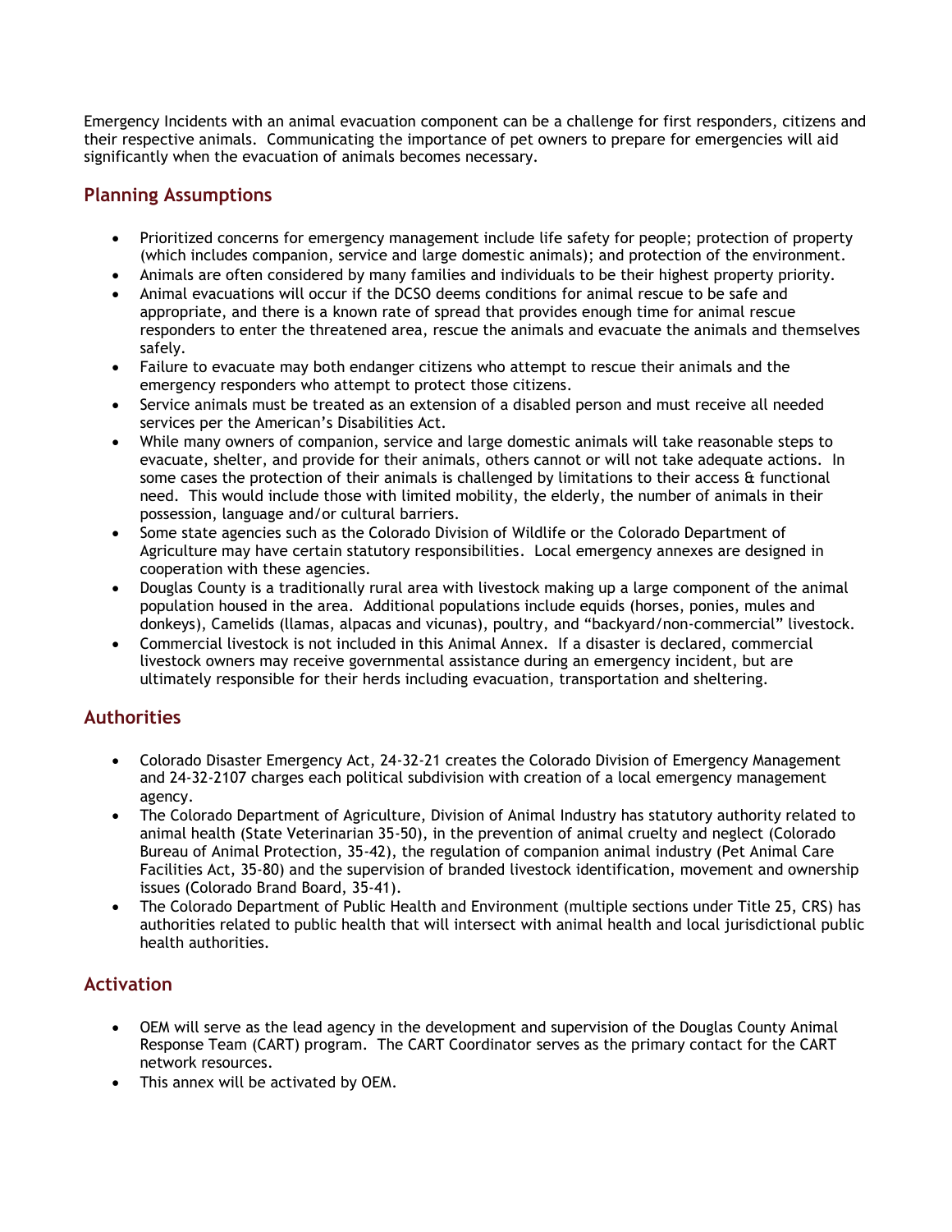Emergency Incidents with an animal evacuation component can be a challenge for first responders, citizens and their respective animals. Communicating the importance of pet owners to prepare for emergencies will aid significantly when the evacuation of animals becomes necessary.

## Planning Assumptions

- Prioritized concerns for emergency management include life safety for people; protection of property (which includes companion, service and large domestic animals); and protection of the environment.
- Animals are often considered by many families and individuals to be their highest property priority.
- Animal evacuations will occur if the DCSO deems conditions for animal rescue to be safe and appropriate, and there is a known rate of spread that provides enough time for animal rescue responders to enter the threatened area, rescue the animals and evacuate the animals and themselves safely.
- Failure to evacuate may both endanger citizens who attempt to rescue their animals and the emergency responders who attempt to protect those citizens.
- Service animals must be treated as an extension of a disabled person and must receive all needed services per the American's Disabilities Act.
- While many owners of companion, service and large domestic animals will take reasonable steps to evacuate, shelter, and provide for their animals, others cannot or will not take adequate actions. In some cases the protection of their animals is challenged by limitations to their access & functional need. This would include those with limited mobility, the elderly, the number of animals in their possession, language and/or cultural barriers.
- Some state agencies such as the Colorado Division of Wildlife or the Colorado Department of Agriculture may have certain statutory responsibilities. Local emergency annexes are designed in cooperation with these agencies.
- Douglas County is a traditionally rural area with livestock making up a large component of the animal population housed in the area. Additional populations include equids (horses, ponies, mules and donkeys), Camelids (llamas, alpacas and vicunas), poultry, and "backyard/non-commercial" livestock.
- Commercial livestock is not included in this Animal Annex. If a disaster is declared, commercial livestock owners may receive governmental assistance during an emergency incident, but are ultimately responsible for their herds including evacuation, transportation and sheltering.

## Authorities

- Colorado Disaster Emergency Act, 24-32-21 creates the Colorado Division of Emergency Management and 24-32-2107 charges each political subdivision with creation of a local emergency management agency.
- The Colorado Department of Agriculture, Division of Animal Industry has statutory authority related to animal health (State Veterinarian 35-50), in the prevention of animal cruelty and neglect (Colorado Bureau of Animal Protection, 35-42), the regulation of companion animal industry (Pet Animal Care Facilities Act, 35-80) and the supervision of branded livestock identification, movement and ownership issues (Colorado Brand Board, 35-41).
- The Colorado Department of Public Health and Environment (multiple sections under Title 25, CRS) has authorities related to public health that will intersect with animal health and local jurisdictional public health authorities.

## Activation

- OEM will serve as the lead agency in the development and supervision of the Douglas County Animal Response Team (CART) program. The CART Coordinator serves as the primary contact for the CART network resources.
- This annex will be activated by OEM.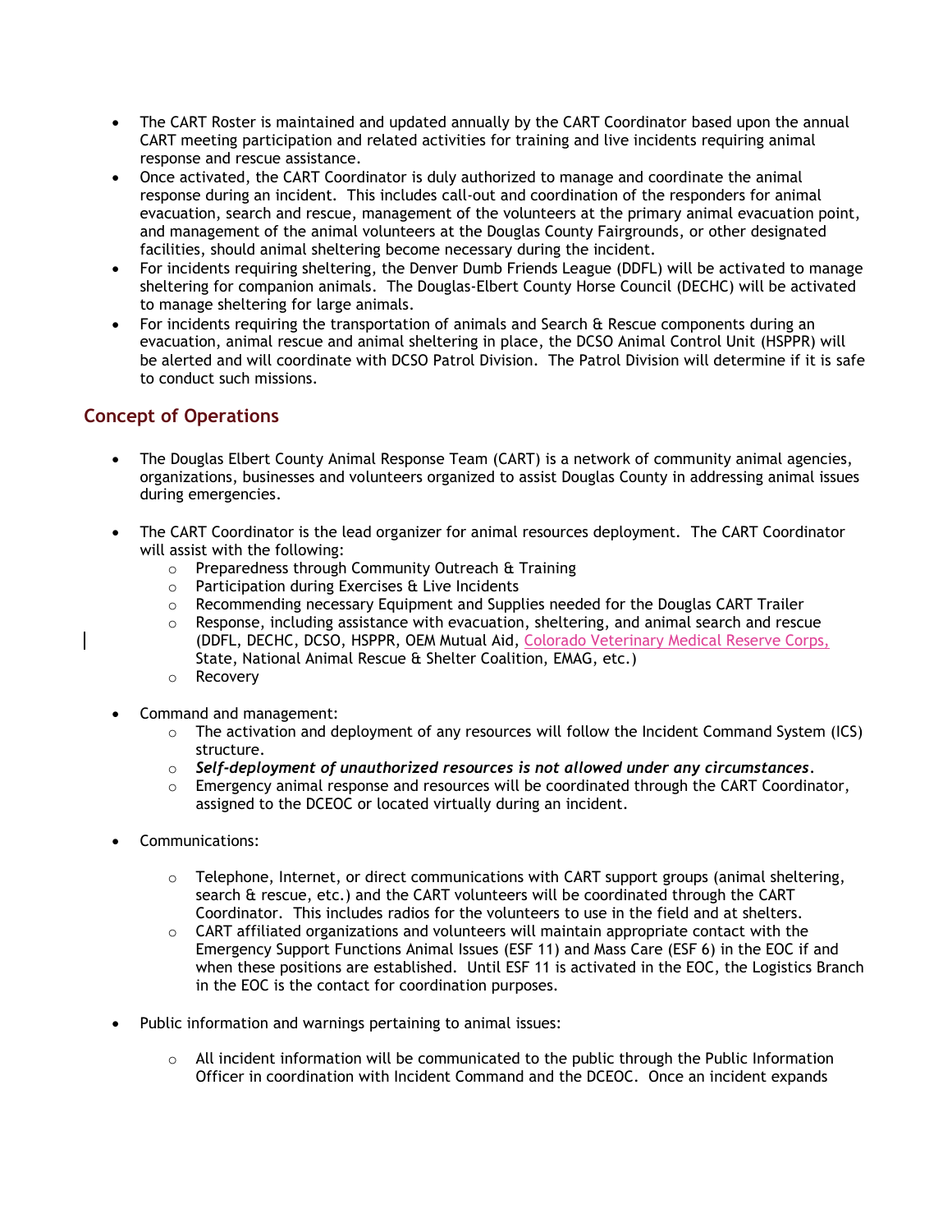- The CART Roster is maintained and updated annually by the CART Coordinator based upon the annual CART meeting participation and related activities for training and live incidents requiring animal response and rescue assistance.
- Once activated, the CART Coordinator is duly authorized to manage and coordinate the animal response during an incident. This includes call-out and coordination of the responders for animal evacuation, search and rescue, management of the volunteers at the primary animal evacuation point, and management of the animal volunteers at the Douglas County Fairgrounds, or other designated facilities, should animal sheltering become necessary during the incident.
- For incidents requiring sheltering, the Denver Dumb Friends League (DDFL) will be activated to manage sheltering for companion animals. The Douglas-Elbert County Horse Council (DECHC) will be activated to manage sheltering for large animals.
- For incidents requiring the transportation of animals and Search & Rescue components during an evacuation, animal rescue and animal sheltering in place, the DCSO Animal Control Unit (HSPPR) will be alerted and will coordinate with DCSO Patrol Division. The Patrol Division will determine if it is safe to conduct such missions.

## Concept of Operations

- The Douglas Elbert County Animal Response Team (CART) is a network of community animal agencies, organizations, businesses and volunteers organized to assist Douglas County in addressing animal issues during emergencies.

- The CART Coordinator is the lead organizer for animal resources deployment. The CART Coordinator will assist with the following:
  - Preparedness through Community Outreach & Training
  - Participation during Exercises & Live Incidents
  - Recommending necessary Equipment and Supplies needed for the Douglas CART Trailer
  - Response, including assistance with evacuation, sheltering, and animal search and rescue (DDFL, DECHC, DCSO, HSPPR, OEM Mutual Aid, Colorado Veterinary Medical Reserve Corps, State, National Animal Rescue & Shelter Coalition, EMAG, etc.)
  - Recovery

- Command and management:
  - The activation and deployment of any resources will follow the Incident Command System (ICS) structure.
  - ***Self-deployment of unauthorized resources is not allowed under any circumstances***.
  - Emergency animal response and resources will be coordinated through the CART Coordinator, assigned to the DCEOC or located virtually during an incident.

- Communications:
  - Telephone, Internet, or direct communications with CART support groups (animal sheltering, search & rescue, etc.) and the CART volunteers will be coordinated through the CART Coordinator. This includes radios for the volunteers to use in the field and at shelters.
  - CART affiliated organizations and volunteers will maintain appropriate contact with the Emergency Support Functions Animal Issues (ESF 11) and Mass Care (ESF 6) in the EOC if and when these positions are established. Until ESF 11 is activated in the EOC, the Logistics Branch in the EOC is the contact for coordination purposes.

- Public information and warnings pertaining to animal issues:
  - All incident information will be communicated to the public through the Public Information Officer in coordination with Incident Command and the DCEOC. Once an incident expands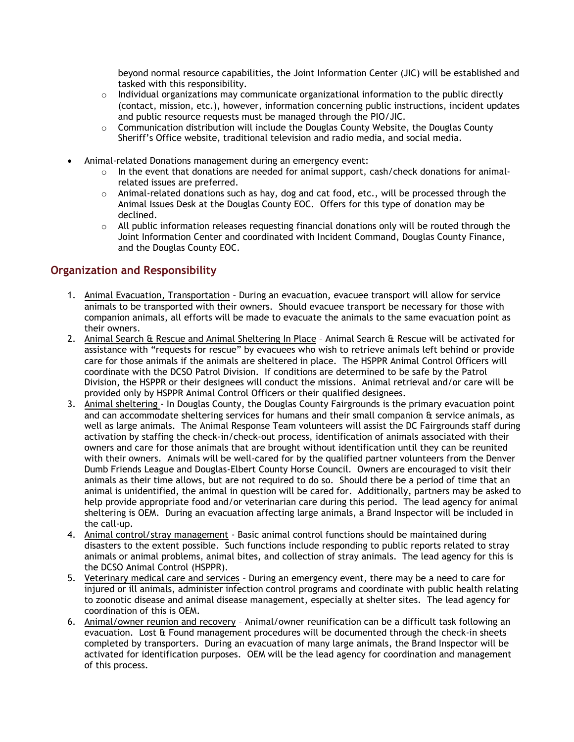beyond normal resource capabilities, the Joint Information Center (JIC) will be established and tasked with this responsibility.
  - Individual organizations may communicate organizational information to the public directly (contact, mission, etc.), however, information concerning public instructions, incident updates and public resource requests must be managed through the PIO/JIC.
  - Communication distribution will include the Douglas County Website, the Douglas County Sheriff's Office website, traditional television and radio media, and social media.

- Animal-related Donations management during an emergency event:
  - In the event that donations are needed for animal support, cash/check donations for animal-related issues are preferred.
  - Animal-related donations such as hay, dog and cat food, etc., will be processed through the Animal Issues Desk at the Douglas County EOC. Offers for this type of donation may be declined.
  - All public information releases requesting financial donations only will be routed through the Joint Information Center and coordinated with Incident Command, Douglas County Finance, and the Douglas County EOC.

## Organization and Responsibility

1. <u>Animal Evacuation, Transportation</u> – During an evacuation, evacuee transport will allow for service animals to be transported with their owners. Should evacuee transport be necessary for those with companion animals, all efforts will be made to evacuate the animals to the same evacuation point as their owners.
2. <u>Animal Search & Rescue and Animal Sheltering In Place</u> – Animal Search & Rescue will be activated for assistance with "requests for rescue" by evacuees who wish to retrieve animals left behind or provide care for those animals if the animals are sheltered in place. The HSPPR Animal Control Officers will coordinate with the DCSO Patrol Division. If conditions are determined to be safe by the Patrol Division, the HSPPR or their designees will conduct the missions. Animal retrieval and/or care will be provided only by HSPPR Animal Control Officers or their qualified designees.
3. <u>Animal sheltering</u> - In Douglas County, the Douglas County Fairgrounds is the primary evacuation point and can accommodate sheltering services for humans and their small companion & service animals, as well as large animals. The Animal Response Team volunteers will assist the DC Fairgrounds staff during activation by staffing the check-in/check-out process, identification of animals associated with their owners and care for those animals that are brought without identification until they can be reunited with their owners. Animals will be well-cared for by the qualified partner volunteers from the Denver Dumb Friends League and Douglas-Elbert County Horse Council. Owners are encouraged to visit their animals as their time allows, but are not required to do so. Should there be a period of time that an animal is unidentified, the animal in question will be cared for. Additionally, partners may be asked to help provide appropriate food and/or veterinarian care during this period. The lead agency for animal sheltering is OEM. During an evacuation affecting large animals, a Brand Inspector will be included in the call-up.
4. <u>Animal control/stray management</u> - Basic animal control functions should be maintained during disasters to the extent possible. Such functions include responding to public reports related to stray animals or animal problems, animal bites, and collection of stray animals. The lead agency for this is the DCSO Animal Control (HSPPR).
5. <u>Veterinary medical care and services</u> – During an emergency event, there may be a need to care for injured or ill animals, administer infection control programs and coordinate with public health relating to zoonotic disease and animal disease management, especially at shelter sites. The lead agency for coordination of this is OEM.
6. <u>Animal/owner reunion and recovery</u> – Animal/owner reunification can be a difficult task following an evacuation. Lost & Found management procedures will be documented through the check-in sheets completed by transporters. During an evacuation of many large animals, the Brand Inspector will be activated for identification purposes. OEM will be the lead agency for coordination and management of this process.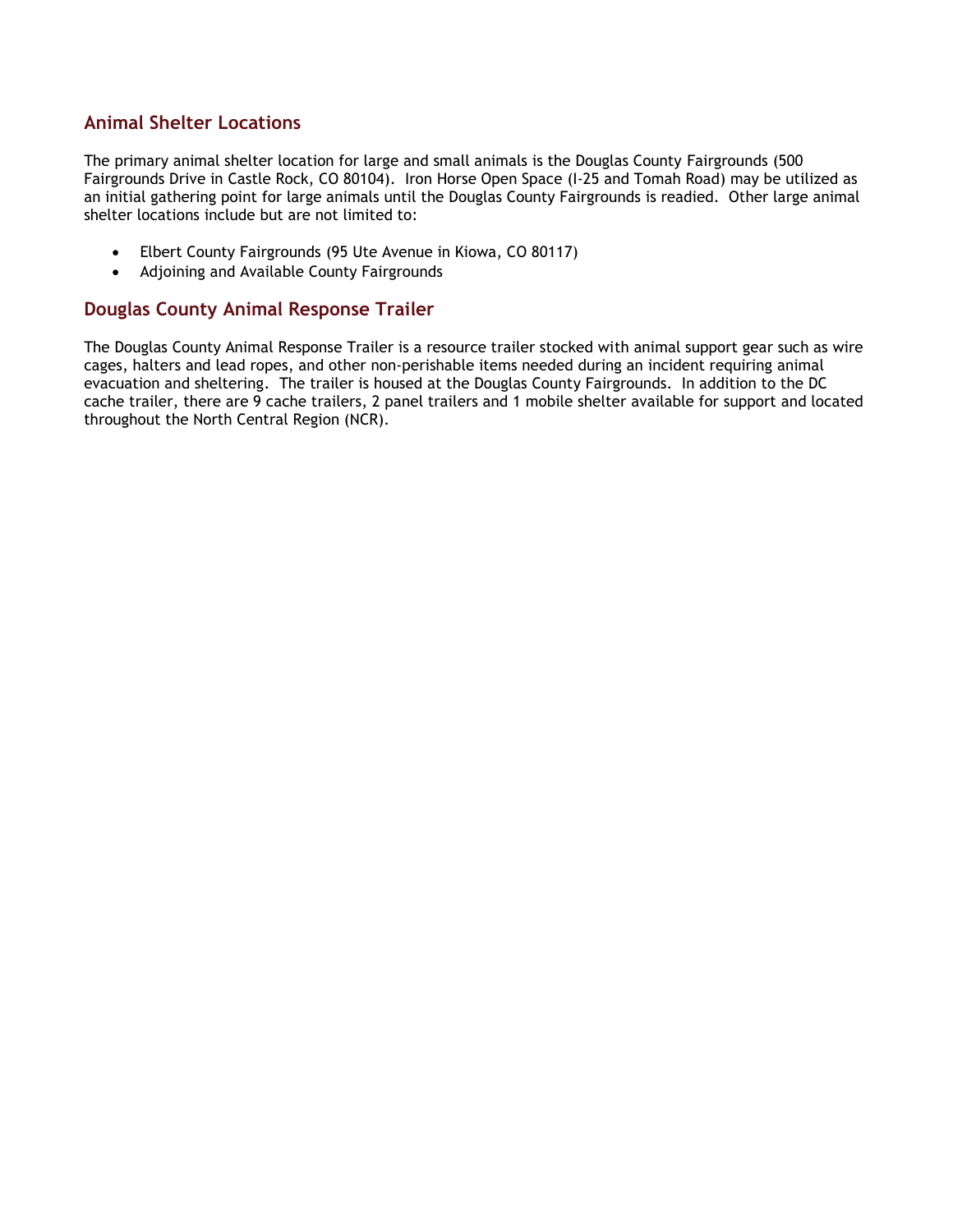## Animal Shelter Locations

The primary animal shelter location for large and small animals is the Douglas County Fairgrounds (500 Fairgrounds Drive in Castle Rock, CO 80104). Iron Horse Open Space (I-25 and Tomah Road) may be utilized as an initial gathering point for large animals until the Douglas County Fairgrounds is readied. Other large animal shelter locations include but are not limited to:

- Elbert County Fairgrounds (95 Ute Avenue in Kiowa, CO 80117)
- Adjoining and Available County Fairgrounds

## Douglas County Animal Response Trailer

The Douglas County Animal Response Trailer is a resource trailer stocked with animal support gear such as wire cages, halters and lead ropes, and other non-perishable items needed during an incident requiring animal evacuation and sheltering. The trailer is housed at the Douglas County Fairgrounds. In addition to the DC cache trailer, there are 9 cache trailers, 2 panel trailers and 1 mobile shelter available for support and located throughout the North Central Region (NCR).